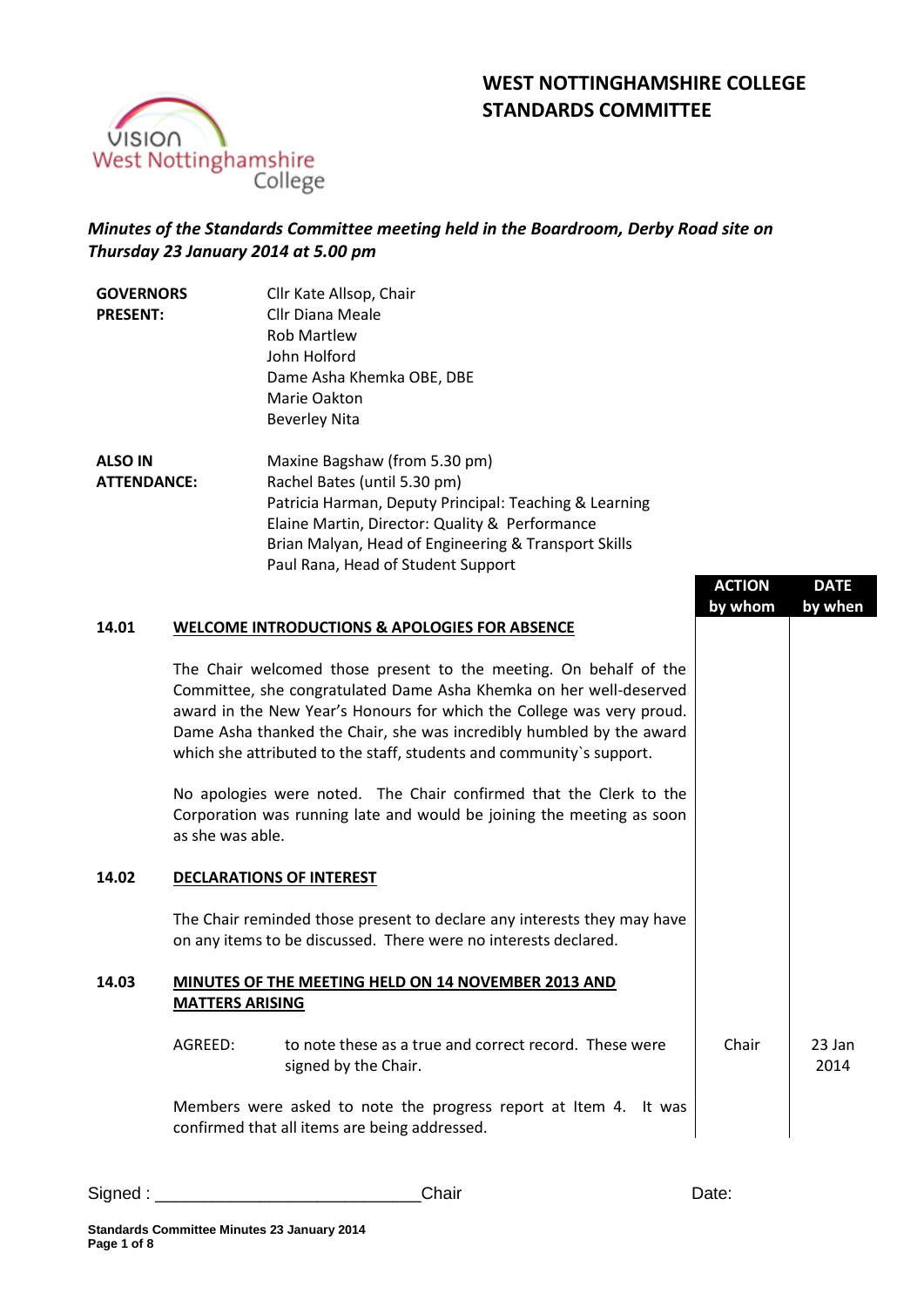# WEST NOTTINGHAMSHIRE COLLEGE
# STANDARDS COMMITTEE

***Minutes of the Standards Committee meeting held in the Boardroom, Derby Road site on Thursday 23 January 2014 at 5.00 pm***

| | |
|---|---|
| **GOVERNORS PRESENT:** | Cllr Kate Allsop, Chair<br>Cllr Diana Meale<br>Rob Martlew<br>John Holford<br>Dame Asha Khemka OBE, DBE<br>Marie Oakton<br>Beverley Nita |
| **ALSO IN ATTENDANCE:** | Maxine Bagshaw (from 5.30 pm)<br>Rachel Bates (until 5.30 pm)<br>Patricia Harman, Deputy Principal: Teaching & Learning<br>Elaine Martin, Director: Quality & Performance<br>Brian Malyan, Head of Engineering & Transport Skills<br>Paul Rana, Head of Student Support |

| | | ACTION by whom | DATE by when |
|---|---|---|---|
| **14.01** | **WELCOME INTRODUCTIONS & APOLOGIES FOR ABSENCE** | | |
| | The Chair welcomed those present to the meeting. On behalf of the Committee, she congratulated Dame Asha Khemka on her well-deserved award in the New Year's Honours for which the College was very proud. Dame Asha thanked the Chair, she was incredibly humbled by the award which she attributed to the staff, students and community`s support. | | |
| | No apologies were noted. The Chair confirmed that the Clerk to the Corporation was running late and would be joining the meeting as soon as she was able. | | |
| **14.02** | **DECLARATIONS OF INTEREST** | | |
| | The Chair reminded those present to declare any interests they may have on any items to be discussed. There were no interests declared. | | |
| **14.03** | **MINUTES OF THE MEETING HELD ON 14 NOVEMBER 2013 AND MATTERS ARISING** | | |
| | AGREED: to note these as a true and correct record. These were signed by the Chair. | Chair | 23 Jan 2014 |
| | Members were asked to note the progress report at Item 4. It was confirmed that all items are being addressed. | | |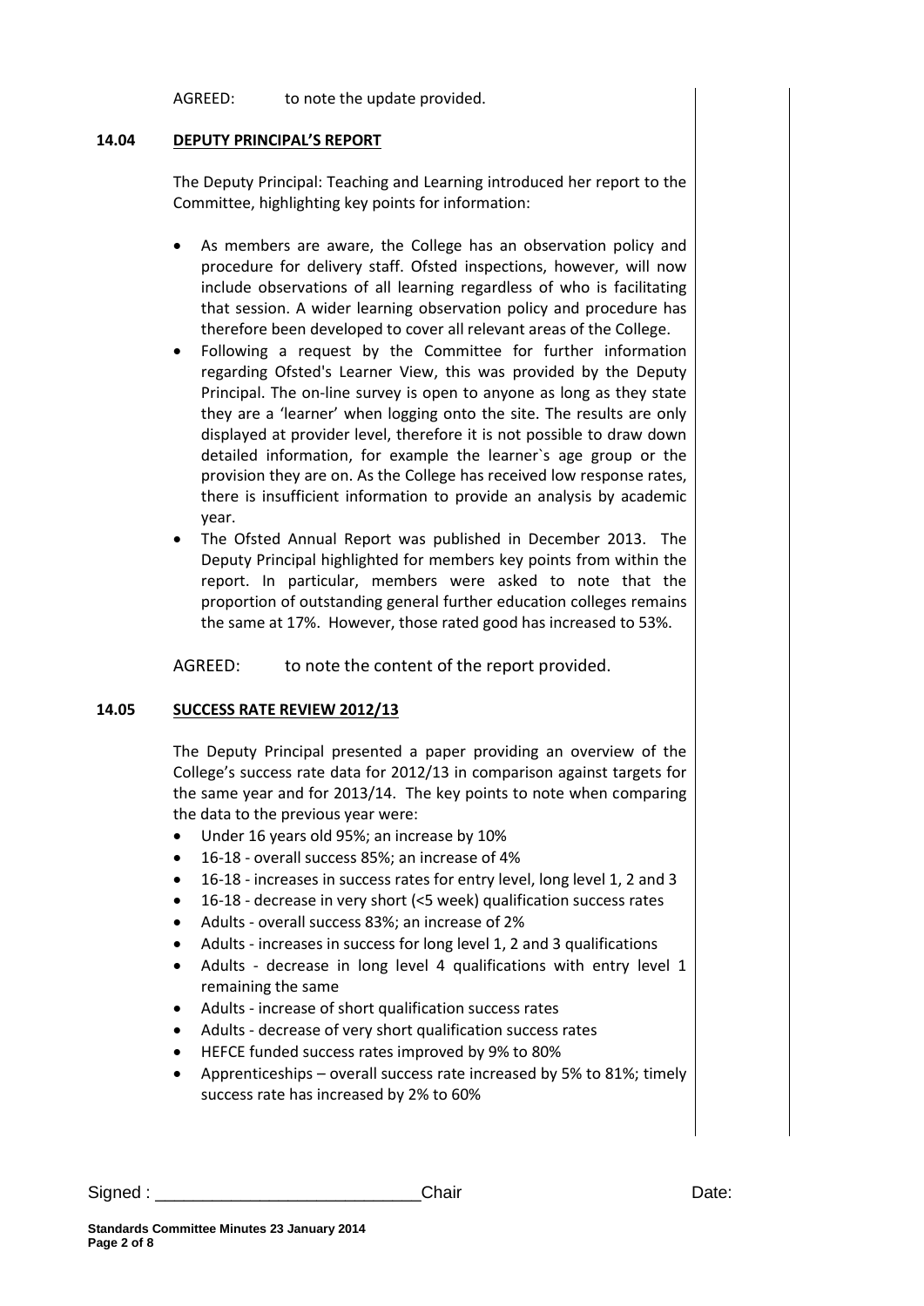AGREED: to note the update provided.

## 14.04 DEPUTY PRINCIPAL'S REPORT

The Deputy Principal: Teaching and Learning introduced her report to the Committee, highlighting key points for information:

- As members are aware, the College has an observation policy and procedure for delivery staff. Ofsted inspections, however, will now include observations of all learning regardless of who is facilitating that session. A wider learning observation policy and procedure has therefore been developed to cover all relevant areas of the College.
- Following a request by the Committee for further information regarding Ofsted's Learner View, this was provided by the Deputy Principal. The on-line survey is open to anyone as long as they state they are a 'learner' when logging onto the site. The results are only displayed at provider level, therefore it is not possible to draw down detailed information, for example the learner`s age group or the provision they are on. As the College has received low response rates, there is insufficient information to provide an analysis by academic year.
- The Ofsted Annual Report was published in December 2013. The Deputy Principal highlighted for members key points from within the report. In particular, members were asked to note that the proportion of outstanding general further education colleges remains the same at 17%. However, those rated good has increased to 53%.

AGREED: to note the content of the report provided.

## 14.05 SUCCESS RATE REVIEW 2012/13

The Deputy Principal presented a paper providing an overview of the College's success rate data for 2012/13 in comparison against targets for the same year and for 2013/14. The key points to note when comparing the data to the previous year were:

- Under 16 years old 95%; an increase by 10%
- 16-18 - overall success 85%; an increase of 4%
- 16-18 - increases in success rates for entry level, long level 1, 2 and 3
- 16-18 - decrease in very short (<5 week) qualification success rates
- Adults - overall success 83%; an increase of 2%
- Adults - increases in success for long level 1, 2 and 3 qualifications
- Adults - decrease in long level 4 qualifications with entry level 1 remaining the same
- Adults - increase of short qualification success rates
- Adults - decrease of very short qualification success rates
- HEFCE funded success rates improved by 9% to 80%
- Apprenticeships – overall success rate increased by 5% to 81%; timely success rate has increased by 2% to 60%

Signed : ___________________________ Chair Date: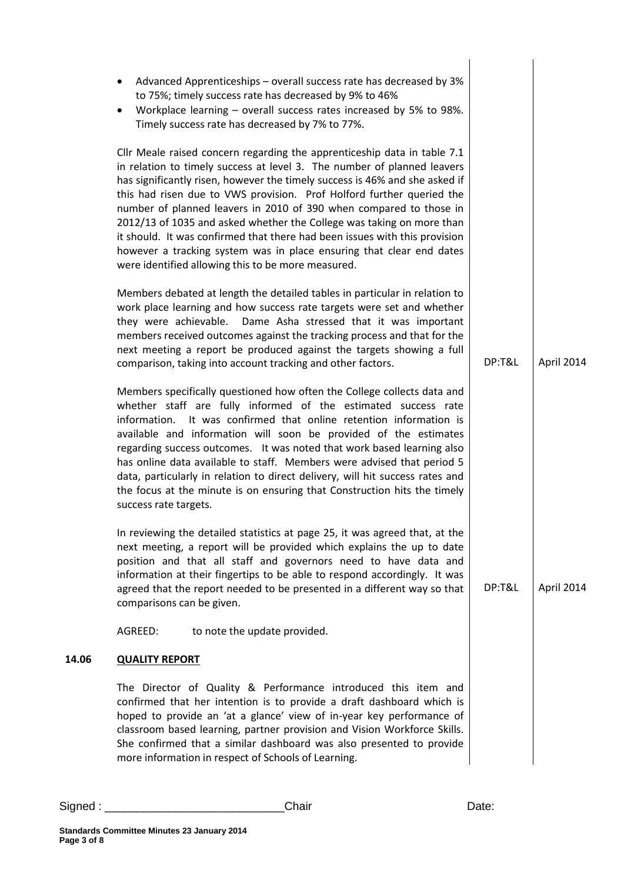- Advanced Apprenticeships – overall success rate has decreased by 3% to 75%; timely success rate has decreased by 9% to 46%
- Workplace learning – overall success rates increased by 5% to 98%. Timely success rate has decreased by 7% to 77%.

Cllr Meale raised concern regarding the apprenticeship data in table 7.1 in relation to timely success at level 3. The number of planned leavers has significantly risen, however the timely success is 46% and she asked if this had risen due to VWS provision. Prof Holford further queried the number of planned leavers in 2010 of 390 when compared to those in 2012/13 of 1035 and asked whether the College was taking on more than it should. It was confirmed that there had been issues with this provision however a tracking system was in place ensuring that clear end dates were identified allowing this to be more measured.

Members debated at length the detailed tables in particular in relation to work place learning and how success rate targets were set and whether they were achievable. Dame Asha stressed that it was important members received outcomes against the tracking process and that for the next meeting a report be produced against the targets showing a full comparison, taking into account tracking and other factors. — DP:T&L — April 2014

Members specifically questioned how often the College collects data and whether staff are fully informed of the estimated success rate information. It was confirmed that online retention information is available and information will soon be provided of the estimates regarding success outcomes. It was noted that work based learning also has online data available to staff. Members were advised that period 5 data, particularly in relation to direct delivery, will hit success rates and the focus at the minute is on ensuring that Construction hits the timely success rate targets.

In reviewing the detailed statistics at page 25, it was agreed that, at the next meeting, a report will be provided which explains the up to date position and that all staff and governors need to have data and information at their fingertips to be able to respond accordingly. It was agreed that the report needed to be presented in a different way so that comparisons can be given. — DP:T&L — April 2014

AGREED: to note the update provided.

## 14.06 QUALITY REPORT

The Director of Quality & Performance introduced this item and confirmed that her intention is to provide a draft dashboard which is hoped to provide an 'at a glance' view of in-year key performance of classroom based learning, partner provision and Vision Workforce Skills. She confirmed that a similar dashboard was also presented to provide more information in respect of Schools of Learning.

Signed : ___________________________ Chair Date: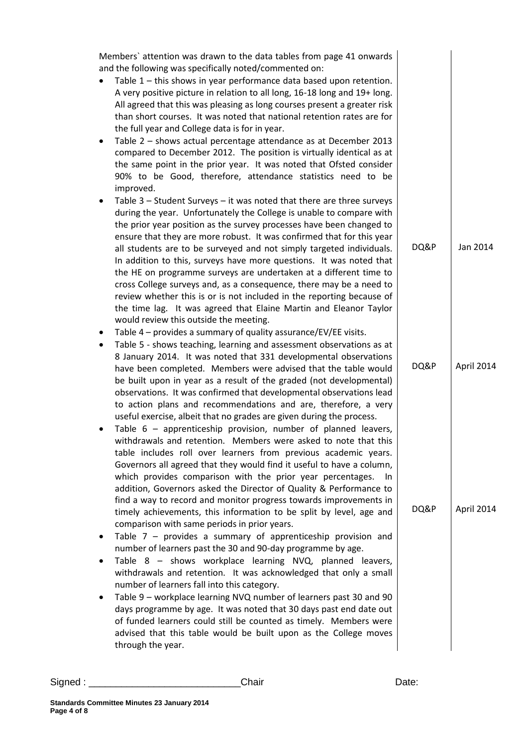| | | |
|---|---|---|
| Members` attention was drawn to the data tables from page 41 onwards and the following was specifically noted/commented on:<br><br>• Table 1 – this shows in year performance data based upon retention. A very positive picture in relation to all long, 16-18 long and 19+ long. All agreed that this was pleasing as long courses present a greater risk than short courses. It was noted that national retention rates are for the full year and College data is for in year.<br>• Table 2 – shows actual percentage attendance as at December 2013 compared to December 2012. The position is virtually identical as at the same point in the prior year. It was noted that Ofsted consider 90% to be Good, therefore, attendance statistics need to be improved.<br>• Table 3 – Student Surveys – it was noted that there are three surveys during the year. Unfortunately the College is unable to compare with the prior year position as the survey processes have been changed to ensure that they are more robust. It was confirmed that for this year all students are to be surveyed and not simply targeted individuals. In addition to this, surveys have more questions. It was noted that the HE on programme surveys are undertaken at a different time to cross College surveys and, as a consequence, there may be a need to review whether this is or is not included in the reporting because of the time lag. It was agreed that Elaine Martin and Eleanor Taylor would review this outside the meeting. | DQ&P | Jan 2014 |
| • Table 4 – provides a summary of quality assurance/EV/EE visits.<br>• Table 5 - shows teaching, learning and assessment observations as at 8 January 2014. It was noted that 331 developmental observations have been completed. Members were advised that the table would be built upon in year as a result of the graded (not developmental) observations. It was confirmed that developmental observations lead to action plans and recommendations and are, therefore, a very useful exercise, albeit that no grades are given during the process. | DQ&P | April 2014 |
| • Table 6 – apprenticeship provision, number of planned leavers, withdrawals and retention. Members were asked to note that this table includes roll over learners from previous academic years. Governors all agreed that they would find it useful to have a column, which provides comparison with the prior year percentages. In addition, Governors asked the Director of Quality & Performance to find a way to record and monitor progress towards improvements in timely achievements, this information to be split by level, age and comparison with same periods in prior years. | DQ&P | April 2014 |
| • Table 7 – provides a summary of apprenticeship provision and number of learners past the 30 and 90-day programme by age.<br>• Table 8 – shows workplace learning NVQ, planned leavers, withdrawals and retention. It was acknowledged that only a small number of learners fall into this category.<br>• Table 9 – workplace learning NVQ number of learners past 30 and 90 days programme by age. It was noted that 30 days past end date out of funded learners could still be counted as timely. Members were advised that this table would be built upon as the College moves through the year. | | |

Signed : ___________________________Chair Date:

**Standards Committee Minutes 23 January 2014**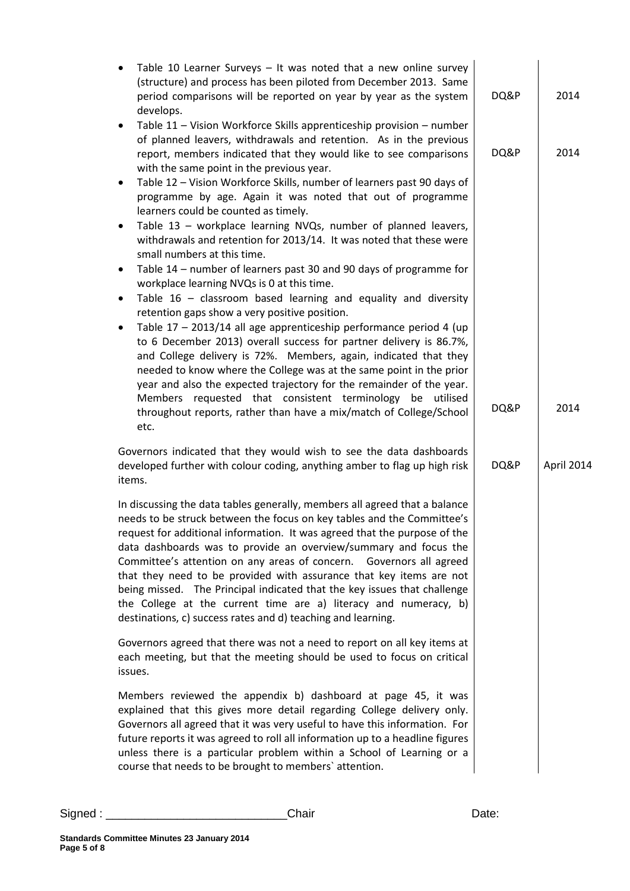| | Action | Date |
|---|---|---|
| - Table 10 Learner Surveys – It was noted that a new online survey (structure) and process has been piloted from December 2013. Same period comparisons will be reported on year by year as the system develops. | DQ&P | 2014 |
| - Table 11 – Vision Workforce Skills apprenticeship provision – number of planned leavers, withdrawals and retention. As in the previous report, members indicated that they would like to see comparisons with the same point in the previous year. | DQ&P | 2014 |
| - Table 12 – Vision Workforce Skills, number of learners past 90 days of programme by age. Again it was noted that out of programme learners could be counted as timely. | | |
| - Table 13 – workplace learning NVQs, number of planned leavers, withdrawals and retention for 2013/14. It was noted that these were small numbers at this time. | | |
| - Table 14 – number of learners past 30 and 90 days of programme for workplace learning NVQs is 0 at this time. | | |
| - Table 16 – classroom based learning and equality and diversity retention gaps show a very positive position. | | |
| - Table 17 – 2013/14 all age apprenticeship performance period 4 (up to 6 December 2013) overall success for partner delivery is 86.7%, and College delivery is 72%. Members, again, indicated that they needed to know where the College was at the same point in the prior year and also the expected trajectory for the remainder of the year. Members requested that consistent terminology be utilised throughout reports, rather than have a mix/match of College/School etc. | DQ&P | 2014 |
| Governors indicated that they would wish to see the data dashboards developed further with colour coding, anything amber to flag up high risk items. | DQ&P | April 2014 |
| In discussing the data tables generally, members all agreed that a balance needs to be struck between the focus on key tables and the Committee's request for additional information. It was agreed that the purpose of the data dashboards was to provide an overview/summary and focus the Committee's attention on any areas of concern. Governors all agreed that they need to be provided with assurance that key items are not being missed. The Principal indicated that the key issues that challenge the College at the current time are a) literacy and numeracy, b) destinations, c) success rates and d) teaching and learning. | | |
| Governors agreed that there was not a need to report on all key items at each meeting, but that the meeting should be used to focus on critical issues. | | |
| Members reviewed the appendix b) dashboard at page 45, it was explained that this gives more detail regarding College delivery only. Governors all agreed that it was very useful to have this information. For future reports it was agreed to roll all information up to a headline figures unless there is a particular problem within a School of Learning or a course that needs to be brought to members` attention. | | |

Signed : ____________________________Chair Date:

**Standards Committee Minutes 23 January 2014**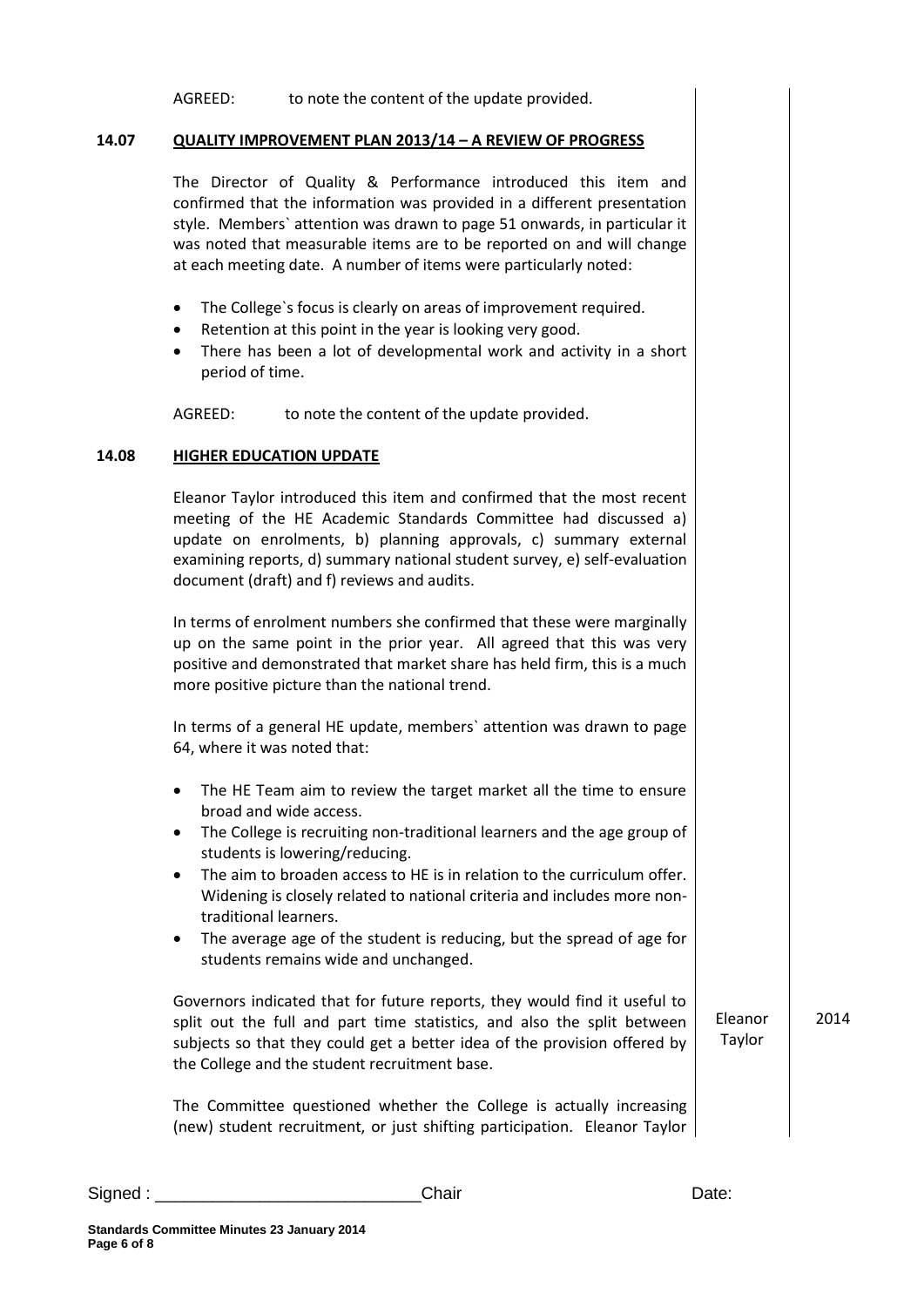AGREED: to note the content of the update provided.

### 14.07 QUALITY IMPROVEMENT PLAN 2013/14 – A REVIEW OF PROGRESS

The Director of Quality & Performance introduced this item and confirmed that the information was provided in a different presentation style. Members` attention was drawn to page 51 onwards, in particular it was noted that measurable items are to be reported on and will change at each meeting date. A number of items were particularly noted:

- The College`s focus is clearly on areas of improvement required.
- Retention at this point in the year is looking very good.
- There has been a lot of developmental work and activity in a short period of time.

AGREED: to note the content of the update provided.

### 14.08 HIGHER EDUCATION UPDATE

Eleanor Taylor introduced this item and confirmed that the most recent meeting of the HE Academic Standards Committee had discussed a) update on enrolments, b) planning approvals, c) summary external examining reports, d) summary national student survey, e) self-evaluation document (draft) and f) reviews and audits.

In terms of enrolment numbers she confirmed that these were marginally up on the same point in the prior year. All agreed that this was very positive and demonstrated that market share has held firm, this is a much more positive picture than the national trend.

In terms of a general HE update, members` attention was drawn to page 64, where it was noted that:

- The HE Team aim to review the target market all the time to ensure broad and wide access.
- The College is recruiting non-traditional learners and the age group of students is lowering/reducing.
- The aim to broaden access to HE is in relation to the curriculum offer. Widening is closely related to national criteria and includes more non-traditional learners.
- The average age of the student is reducing, but the spread of age for students remains wide and unchanged.

Governors indicated that for future reports, they would find it useful to split out the full and part time statistics, and also the split between subjects so that they could get a better idea of the provision offered by the College and the student recruitment base. — **Action:** Eleanor Taylor — **Date:** 2014

The Committee questioned whether the College is actually increasing (new) student recruitment, or just shifting participation. Eleanor Taylor

Signed : ____________________________ Chair Date: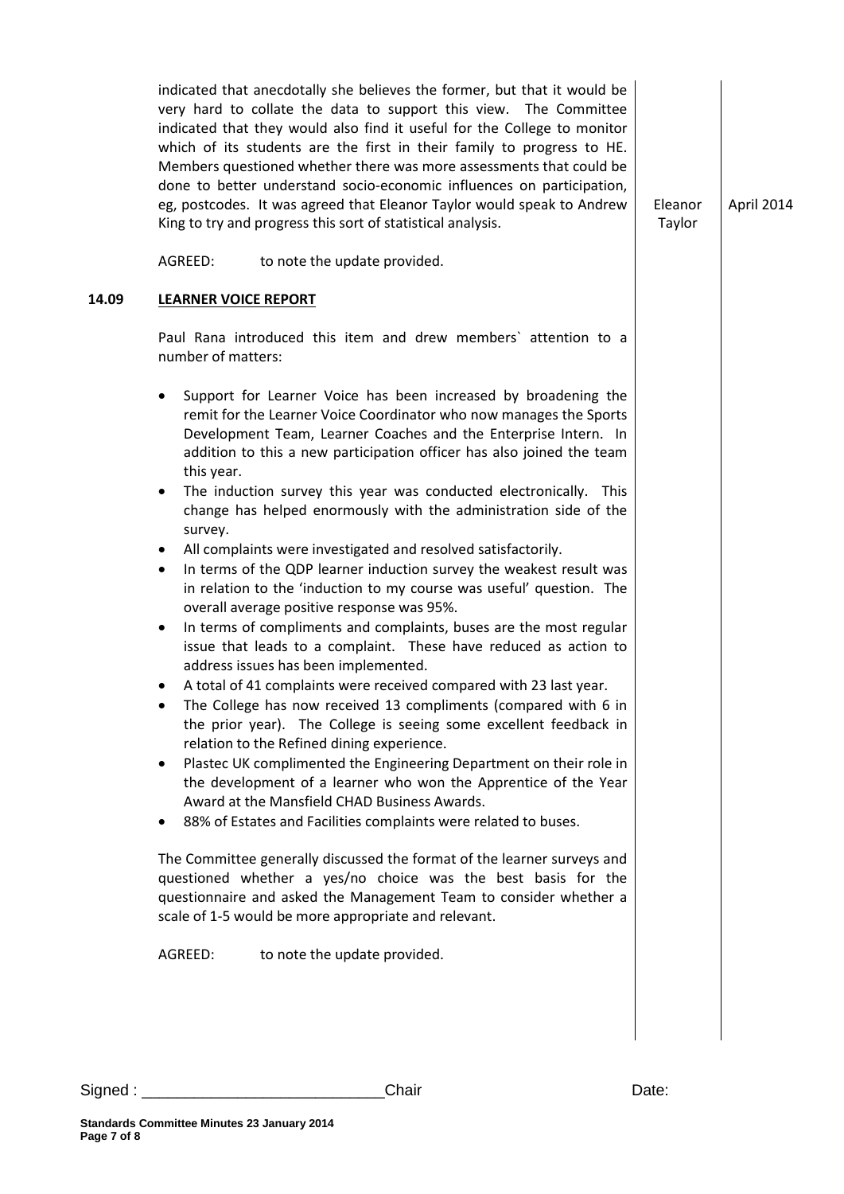indicated that anecdotally she believes the former, but that it would be very hard to collate the data to support this view. The Committee indicated that they would also find it useful for the College to monitor which of its students are the first in their family to progress to HE. Members questioned whether there was more assessments that could be done to better understand socio-economic influences on participation, eg, postcodes. It was agreed that Eleanor Taylor would speak to Andrew King to try and progress this sort of statistical analysis. — **Eleanor Taylor** — **April 2014**

AGREED: to note the update provided.

## 14.09 LEARNER VOICE REPORT

Paul Rana introduced this item and drew members` attention to a number of matters:

- Support for Learner Voice has been increased by broadening the remit for the Learner Voice Coordinator who now manages the Sports Development Team, Learner Coaches and the Enterprise Intern. In addition to this a new participation officer has also joined the team this year.
- The induction survey this year was conducted electronically. This change has helped enormously with the administration side of the survey.
- All complaints were investigated and resolved satisfactorily.
- In terms of the QDP learner induction survey the weakest result was in relation to the 'induction to my course was useful' question. The overall average positive response was 95%.
- In terms of compliments and complaints, buses are the most regular issue that leads to a complaint. These have reduced as action to address issues has been implemented.
- A total of 41 complaints were received compared with 23 last year.
- The College has now received 13 compliments (compared with 6 in the prior year). The College is seeing some excellent feedback in relation to the Refined dining experience.
- Plastec UK complimented the Engineering Department on their role in the development of a learner who won the Apprentice of the Year Award at the Mansfield CHAD Business Awards.
- 88% of Estates and Facilities complaints were related to buses.

The Committee generally discussed the format of the learner surveys and questioned whether a yes/no choice was the best basis for the questionnaire and asked the Management Team to consider whether a scale of 1-5 would be more appropriate and relevant.

AGREED: to note the update provided.

Signed : ___________________________Chair Date: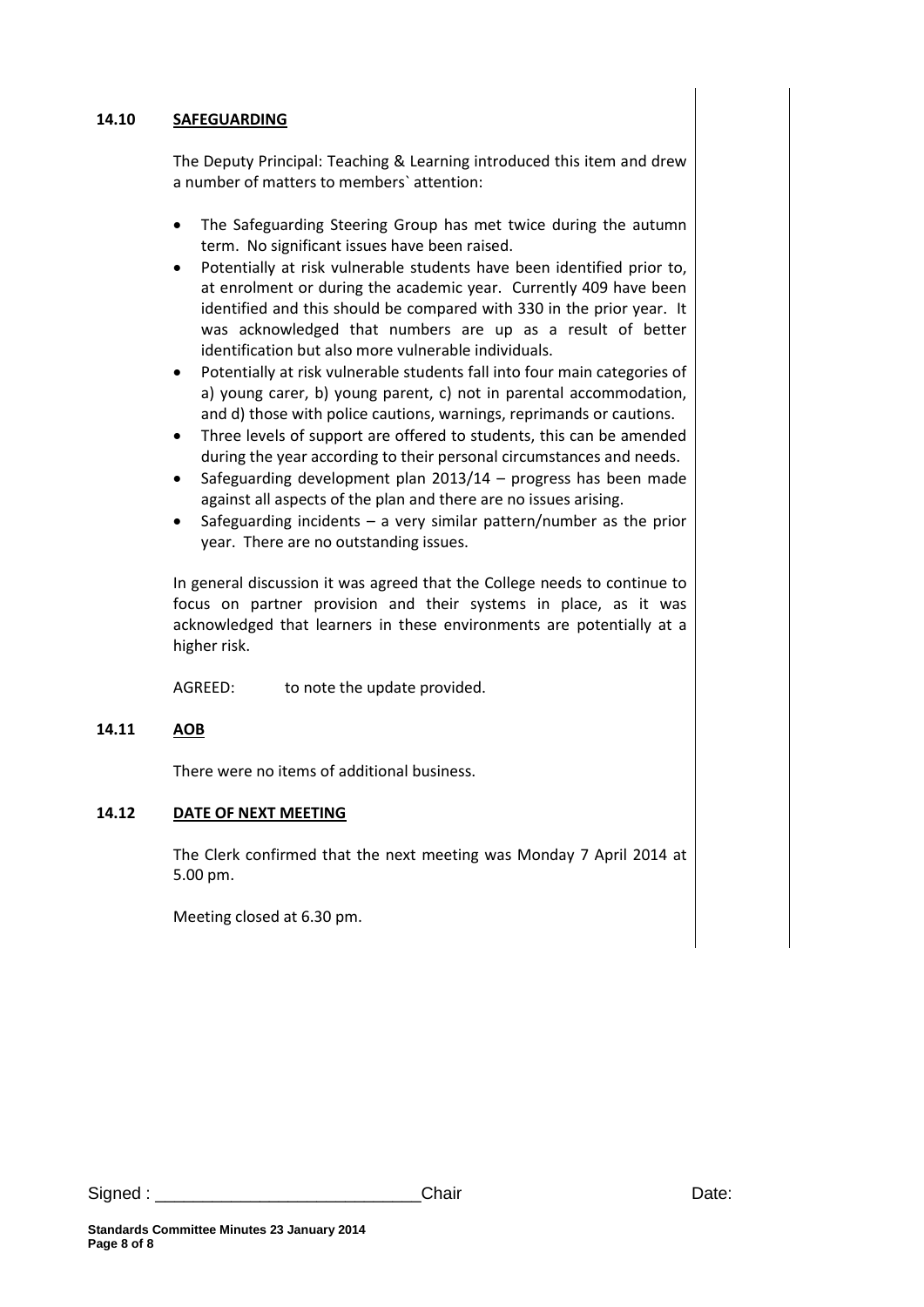### 14.10 SAFEGUARDING

The Deputy Principal: Teaching & Learning introduced this item and drew a number of matters to members` attention:

- The Safeguarding Steering Group has met twice during the autumn term. No significant issues have been raised.
- Potentially at risk vulnerable students have been identified prior to, at enrolment or during the academic year. Currently 409 have been identified and this should be compared with 330 in the prior year. It was acknowledged that numbers are up as a result of better identification but also more vulnerable individuals.
- Potentially at risk vulnerable students fall into four main categories of a) young carer, b) young parent, c) not in parental accommodation, and d) those with police cautions, warnings, reprimands or cautions.
- Three levels of support are offered to students, this can be amended during the year according to their personal circumstances and needs.
- Safeguarding development plan 2013/14 – progress has been made against all aspects of the plan and there are no issues arising.
- Safeguarding incidents – a very similar pattern/number as the prior year. There are no outstanding issues.

In general discussion it was agreed that the College needs to continue to focus on partner provision and their systems in place, as it was acknowledged that learners in these environments are potentially at a higher risk.

AGREED: to note the update provided.

### 14.11 AOB

There were no items of additional business.

### 14.12 DATE OF NEXT MEETING

The Clerk confirmed that the next meeting was Monday 7 April 2014 at 5.00 pm.

Meeting closed at 6.30 pm.

Signed : ___________________________Chair Date:

**Standards Committee Minutes 23 January 2014**